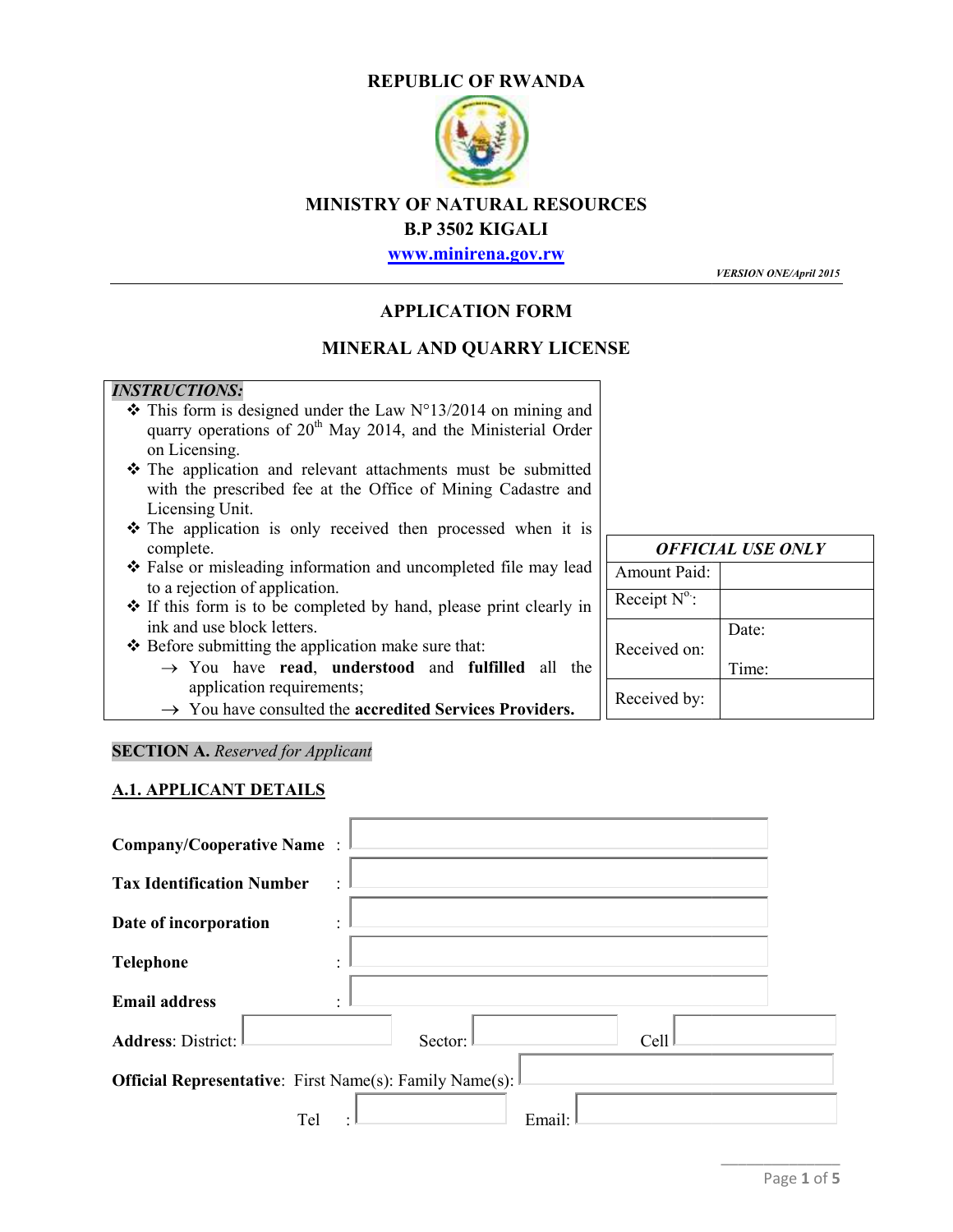**REPUBLIC OF RWANDA**

**MINISTRY OF NATURAL RESOURCES**
**B.P 3502 KIGALI**
**www.minirena.gov.rw**

***VERSION ONE/April 2015***

# APPLICATION FORM

## MINERAL AND QUARRY LICENSE

***INSTRUCTIONS:***

- This form is designed under the Law N°13/2014 on mining and quarry operations of 20th May 2014, and the Ministerial Order on Licensing.
- The application and relevant attachments must be submitted with the prescribed fee at the Office of Mining Cadastre and Licensing Unit.
- The application is only received then processed when it is complete.
- False or misleading information and uncompleted file may lead to a rejection of application.
- If this form is to be completed by hand, please print clearly in ink and use block letters.
- Before submitting the application make sure that:
  - → You have **read**, **understood** and **fulfilled** all the application requirements;
  - → You have consulted the **accredited Services Providers.**

| ***OFFICIAL USE ONLY*** | |
|---|---|
| Amount Paid: | |
| Receipt N°: | |
| Received on: | Date: <br> Time: |
| Received by: | |

**SECTION A.** *Reserved for Applicant*

**A.1. APPLICANT DETAILS**

**Company/Cooperative Name** :

**Tax Identification Number** :

**Date of incorporation** :

**Telephone** :

**Email address** :

**Address**: District: Sector: Cell

**Official Representative**: First Name(s): Family Name(s):

Tel : Email: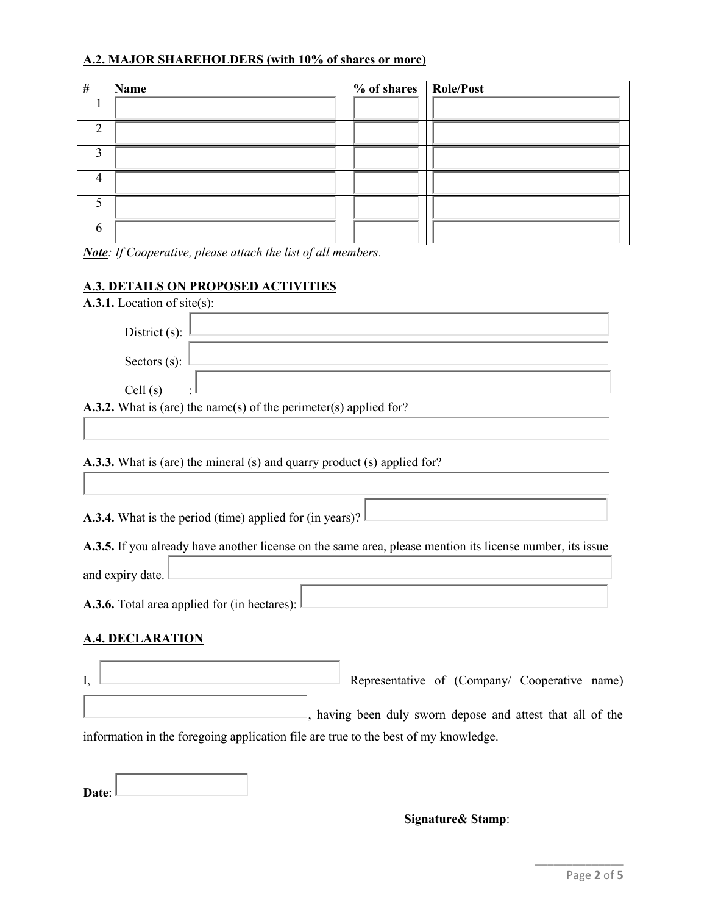## A.2. MAJOR SHAREHOLDERS (with 10% of shares or more)

| # | Name | % of shares | Role/Post |
|---|---|---|---|
| 1 | | | |
| 2 | | | |
| 3 | | | |
| 4 | | | |
| 5 | | | |
| 6 | | | |

***Note**: If Cooperative, please attach the list of all members.*

## A.3. DETAILS ON PROPOSED ACTIVITIES

**A.3.1.** Location of site(s):

District (s):

Sectors (s):

Cell (s) :

**A.3.2.** What is (are) the name(s) of the perimeter(s) applied for?

**A.3.3.** What is (are) the mineral (s) and quarry product (s) applied for?

**A.3.4.** What is the period (time) applied for (in years)?

**A.3.5.** If you already have another license on the same area, please mention its license number, its issue and expiry date.

**A.3.6.** Total area applied for (in hectares):

## A.4. DECLARATION

I, ______ Representative of (Company/ Cooperative name) ______, having been duly sworn depose and attest that all of the information in the foregoing application file are true to the best of my knowledge.

**Date**:

**Signature& Stamp**: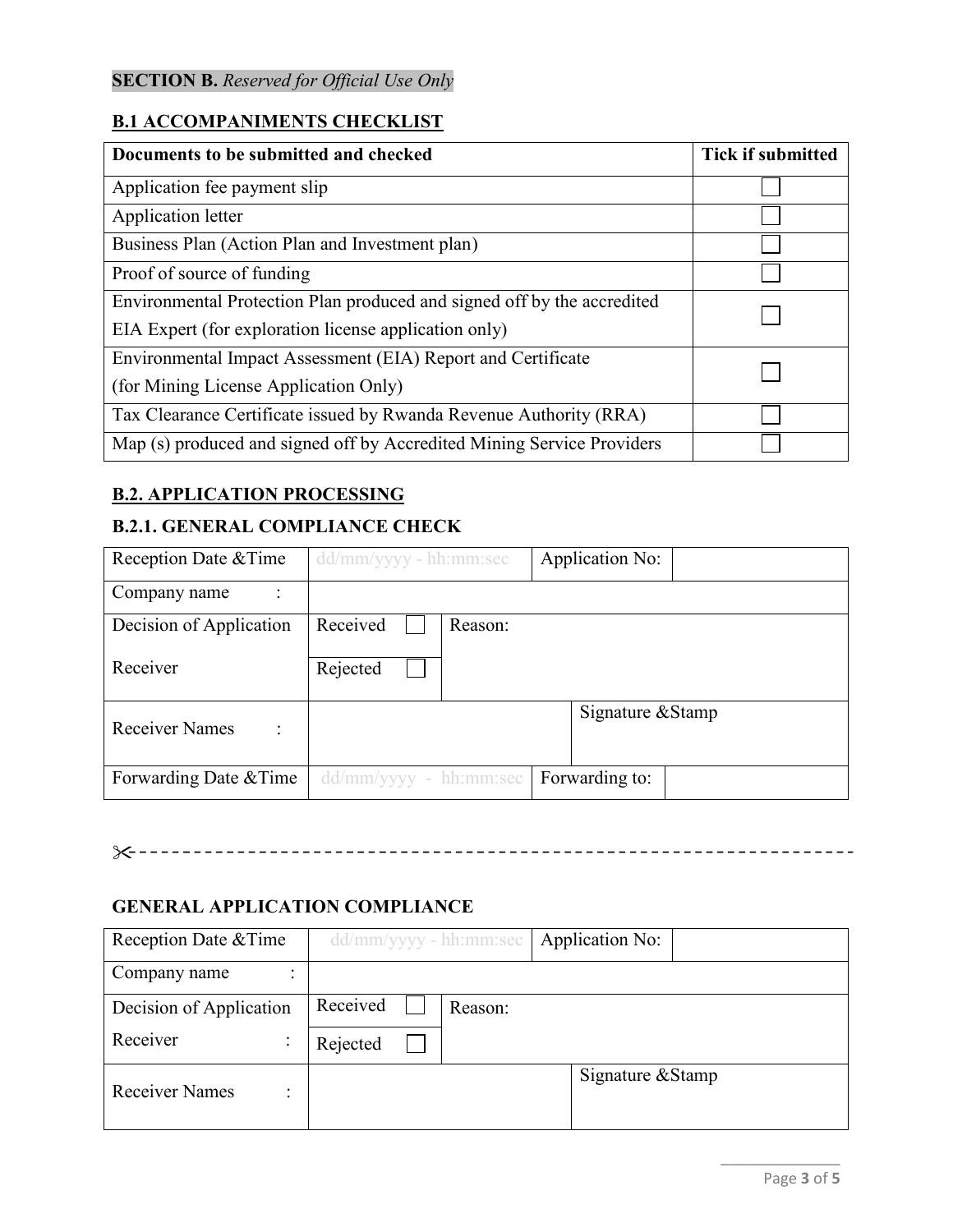**SECTION B.** *Reserved for Official Use Only*

## B.1 ACCOMPANIMENTS CHECKLIST

| Documents to be submitted and checked | Tick if submitted |
|---|---|
| Application fee payment slip | ☐ |
| Application letter | ☐ |
| Business Plan (Action Plan and Investment plan) | ☐ |
| Proof of source of funding | ☐ |
| Environmental Protection Plan produced and signed off by the accredited EIA Expert (for exploration license application only) | ☐ |
| Environmental Impact Assessment (EIA) Report and Certificate (for Mining License Application Only) | ☐ |
| Tax Clearance Certificate issued by Rwanda Revenue Authority (RRA) | ☐ |
| Map (s) produced and signed off by Accredited Mining Service Providers | ☐ |

## B.2. APPLICATION PROCESSING

### B.2.1. GENERAL COMPLIANCE CHECK

| Reception Date &Time | dd/mm/yyyy - hh:mm:sec | | Application No: | |
|---|---|---|---|---|
| Company name : | | | | |
| Decision of Application Receiver | Received ☐ | Reason: | | |
| | Rejected ☐ | | | |
| Receiver Names : | | | Signature &Stamp | |
| Forwarding Date &Time | dd/mm/yyyy - hh:mm:sec | | Forwarding to: | |

✂-----------------------------------------------------------------

### GENERAL APPLICATION COMPLIANCE

| Reception Date &Time | dd/mm/yyyy - hh:mm:sec | | Application No: | |
|---|---|---|---|---|
| Company name : | | | | |
| Decision of Application Receiver : | Received ☐ | Reason: | | |
| | Rejected ☐ | | | |
| Receiver Names : | | | Signature &Stamp | |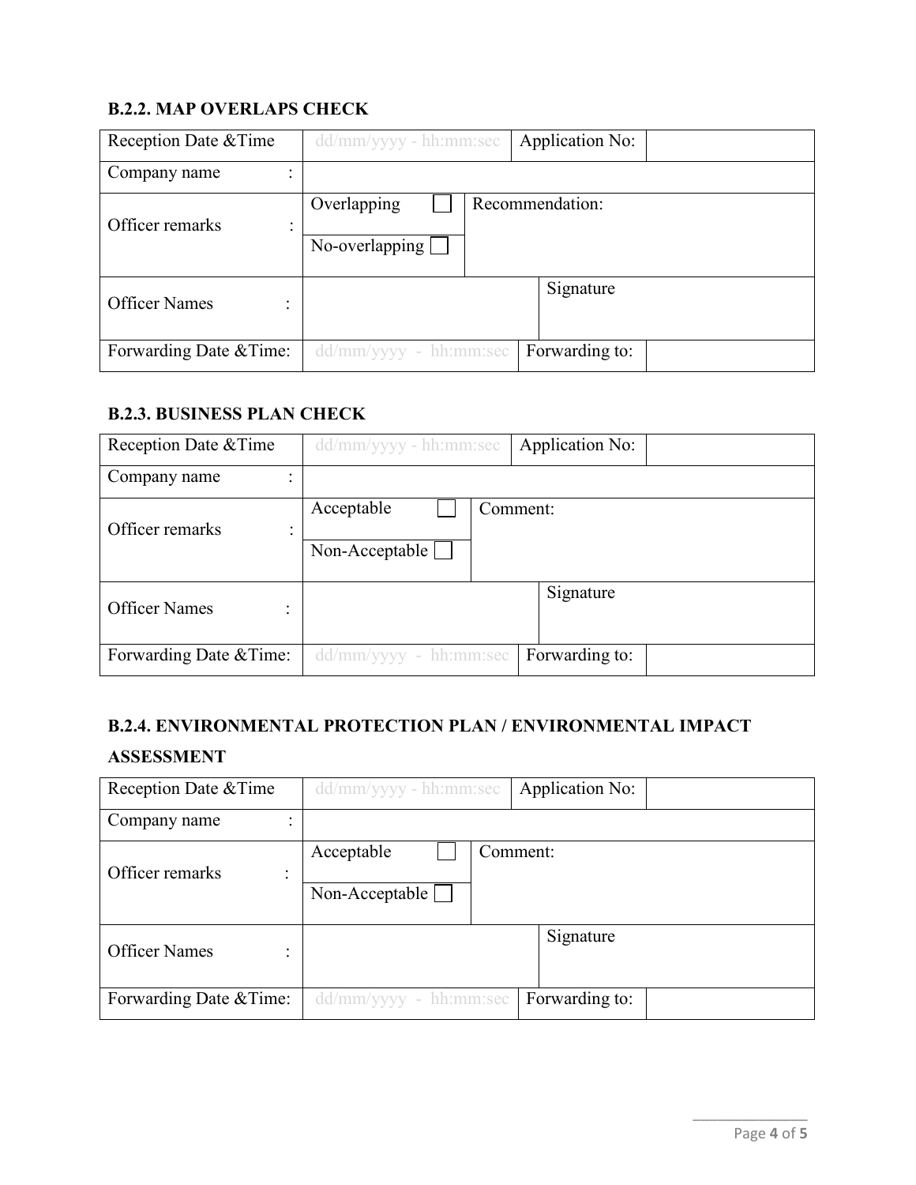### B.2.2. MAP OVERLAPS CHECK

| Reception Date &Time | dd/mm/yyyy - hh:mm:sec | Application No: | |
|---|---|---|---|
| Company name : | | | |
| Officer remarks : | Overlapping ☐<br>No-overlapping ☐ | Recommendation: | |
| Officer Names : | | Signature | |
| Forwarding Date &Time: | dd/mm/yyyy - hh:mm:sec | Forwarding to: | |

### B.2.3. BUSINESS PLAN CHECK

| Reception Date &Time | dd/mm/yyyy - hh:mm:sec | Application No: | |
|---|---|---|---|
| Company name : | | | |
| Officer remarks : | Acceptable ☐<br>Non-Acceptable ☐ | Comment: | |
| Officer Names : | | Signature | |
| Forwarding Date &Time: | dd/mm/yyyy - hh:mm:sec | Forwarding to: | |

### B.2.4. ENVIRONMENTAL PROTECTION PLAN / ENVIRONMENTAL IMPACT ASSESSMENT

| Reception Date &Time | dd/mm/yyyy - hh:mm:sec | Application No: | |
|---|---|---|---|
| Company name : | | | |
| Officer remarks : | Acceptable ☐<br>Non-Acceptable ☐ | Comment: | |
| Officer Names : | | Signature | |
| Forwarding Date &Time: | dd/mm/yyyy - hh:mm:sec | Forwarding to: | |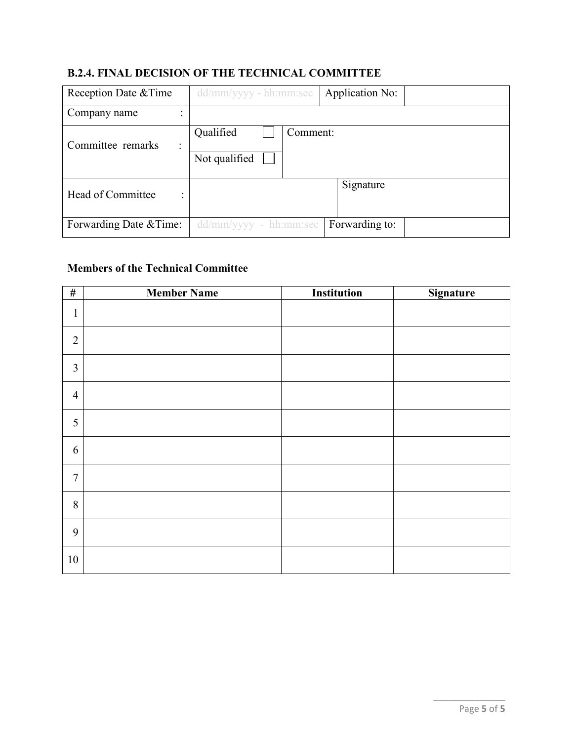### B.2.4. FINAL DECISION OF THE TECHNICAL COMMITTEE

| | | | |
|---|---|---|---|
| Reception Date &Time | dd/mm/yyyy - hh:mm:sec | Application No: | |
| Company name : | | | |
| Committee remarks : | Qualified ☐ <br> Not qualified ☐ | Comment: | |
| Head of Committee : | | Signature | |
| Forwarding Date &Time: | dd/mm/yyyy - hh:mm:sec | Forwarding to: | |

**Members of the Technical Committee**

| # | Member Name | Institution | Signature |
|---|---|---|---|
| 1 | | | |
| 2 | | | |
| 3 | | | |
| 4 | | | |
| 5 | | | |
| 6 | | | |
| 7 | | | |
| 8 | | | |
| 9 | | | |
| 10 | | | |